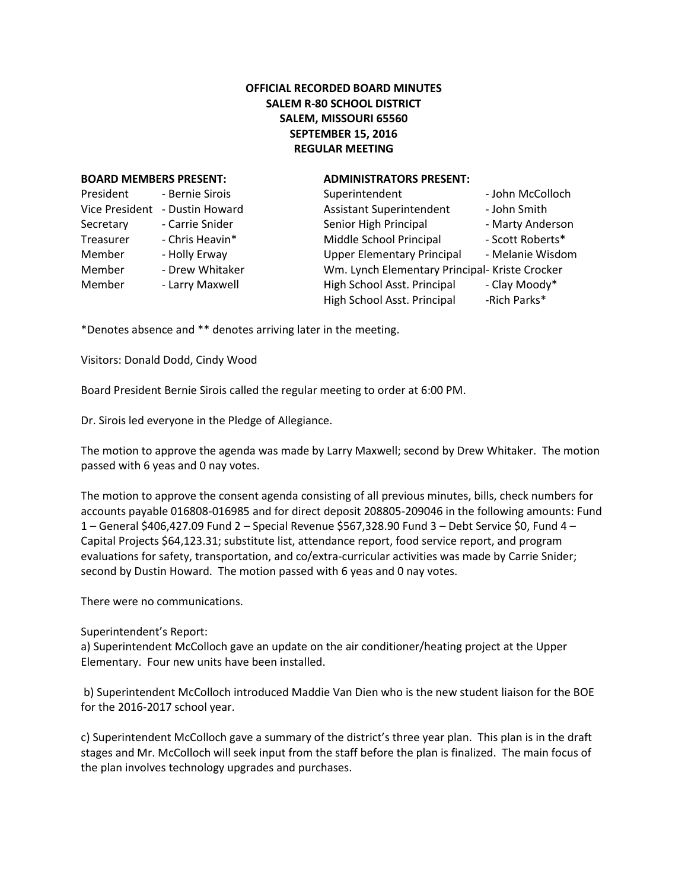**OFFICIAL RECORDED BOARD MINUTES**
**SALEM R-80 SCHOOL DISTRICT**
**SALEM, MISSOURI 65560**
**SEPTEMBER 15, 2016**
**REGULAR MEETING**

**BOARD MEMBERS PRESENT:**

| | |
|---|---|
| President | - Bernie Sirois |
| Vice President | - Dustin Howard |
| Secretary | - Carrie Snider |
| Treasurer | - Chris Heavin* |
| Member | - Holly Erway |
| Member | - Drew Whitaker |
| Member | - Larry Maxwell |

**ADMINISTRATORS PRESENT:**

| | |
|---|---|
| Superintendent | - John McColloch |
| Assistant Superintendent | - John Smith |
| Senior High Principal | - Marty Anderson |
| Middle School Principal | - Scott Roberts* |
| Upper Elementary Principal | - Melanie Wisdom |
| Wm. Lynch Elementary Principal | - Kriste Crocker |
| High School Asst. Principal | - Clay Moody* |
| High School Asst. Principal | -Rich Parks* |

*Denotes absence and ** denotes arriving later in the meeting.

Visitors: Donald Dodd, Cindy Wood

Board President Bernie Sirois called the regular meeting to order at 6:00 PM.

Dr. Sirois led everyone in the Pledge of Allegiance.

The motion to approve the agenda was made by Larry Maxwell; second by Drew Whitaker. The motion passed with 6 yeas and 0 nay votes.

The motion to approve the consent agenda consisting of all previous minutes, bills, check numbers for accounts payable 016808-016985 and for direct deposit 208805-209046 in the following amounts: Fund 1 – General $406,427.09 Fund 2 – Special Revenue $567,328.90 Fund 3 – Debt Service $0, Fund 4 – Capital Projects $64,123.31; substitute list, attendance report, food service report, and program evaluations for safety, transportation, and co/extra-curricular activities was made by Carrie Snider; second by Dustin Howard. The motion passed with 6 yeas and 0 nay votes.

There were no communications.

Superintendent's Report:

a) Superintendent McColloch gave an update on the air conditioner/heating project at the Upper Elementary. Four new units have been installed.

b) Superintendent McColloch introduced Maddie Van Dien who is the new student liaison for the BOE for the 2016-2017 school year.

c) Superintendent McColloch gave a summary of the district's three year plan. This plan is in the draft stages and Mr. McColloch will seek input from the staff before the plan is finalized. The main focus of the plan involves technology upgrades and purchases.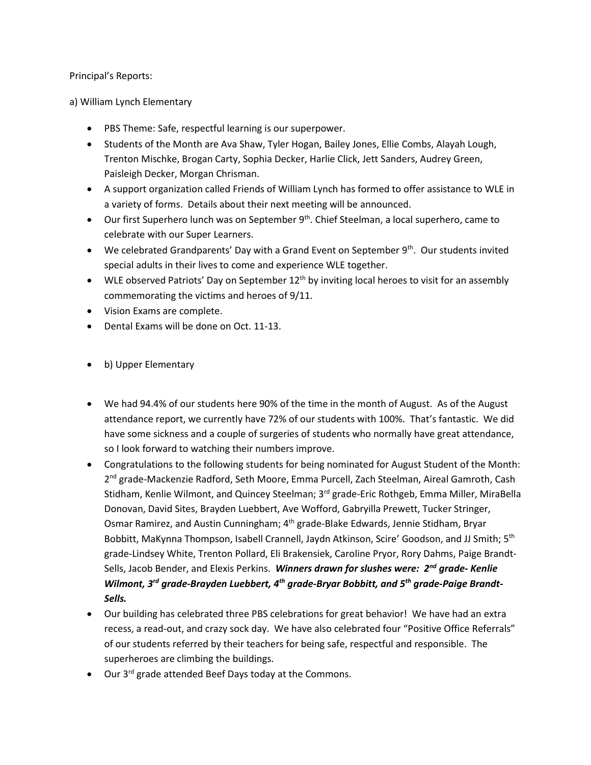Principal's Reports:

a) William Lynch Elementary

- PBS Theme: Safe, respectful learning is our superpower.
- Students of the Month are Ava Shaw, Tyler Hogan, Bailey Jones, Ellie Combs, Alayah Lough, Trenton Mischke, Brogan Carty, Sophia Decker, Harlie Click, Jett Sanders, Audrey Green, Paisleigh Decker, Morgan Chrisman.
- A support organization called Friends of William Lynch has formed to offer assistance to WLE in a variety of forms. Details about their next meeting will be announced.
- Our first Superhero lunch was on September 9th. Chief Steelman, a local superhero, came to celebrate with our Super Learners.
- We celebrated Grandparents' Day with a Grand Event on September 9th. Our students invited special adults in their lives to come and experience WLE together.
- WLE observed Patriots' Day on September 12th by inviting local heroes to visit for an assembly commemorating the victims and heroes of 9/11.
- Vision Exams are complete.
- Dental Exams will be done on Oct. 11-13.

- b) Upper Elementary

- We had 94.4% of our students here 90% of the time in the month of August. As of the August attendance report, we currently have 72% of our students with 100%. That's fantastic. We did have some sickness and a couple of surgeries of students who normally have great attendance, so I look forward to watching their numbers improve.
- Congratulations to the following students for being nominated for August Student of the Month: 2nd grade-Mackenzie Radford, Seth Moore, Emma Purcell, Zach Steelman, Aireal Gamroth, Cash Stidham, Kenlie Wilmont, and Quincey Steelman; 3rd grade-Eric Rothgeb, Emma Miller, MiraBella Donovan, David Sites, Brayden Luebbert, Ave Wofford, Gabryilla Prewett, Tucker Stringer, Osmar Ramirez, and Austin Cunningham; 4th grade-Blake Edwards, Jennie Stidham, Bryar Bobbitt, MaKynna Thompson, Isabell Crannell, Jaydn Atkinson, Scire' Goodson, and JJ Smith; 5th grade-Lindsey White, Trenton Pollard, Eli Brakensiek, Caroline Pryor, Rory Dahms, Paige Brandt-Sells, Jacob Bender, and Elexis Perkins. ***Winners drawn for slushes were: 2nd grade- Kenlie Wilmont, 3rd grade-Brayden Luebbert, 4th grade-Bryar Bobbitt, and 5th grade-Paige Brandt-Sells.***
- Our building has celebrated three PBS celebrations for great behavior! We have had an extra recess, a read-out, and crazy sock day. We have also celebrated four "Positive Office Referrals" of our students referred by their teachers for being safe, respectful and responsible. The superheroes are climbing the buildings.
- Our 3rd grade attended Beef Days today at the Commons.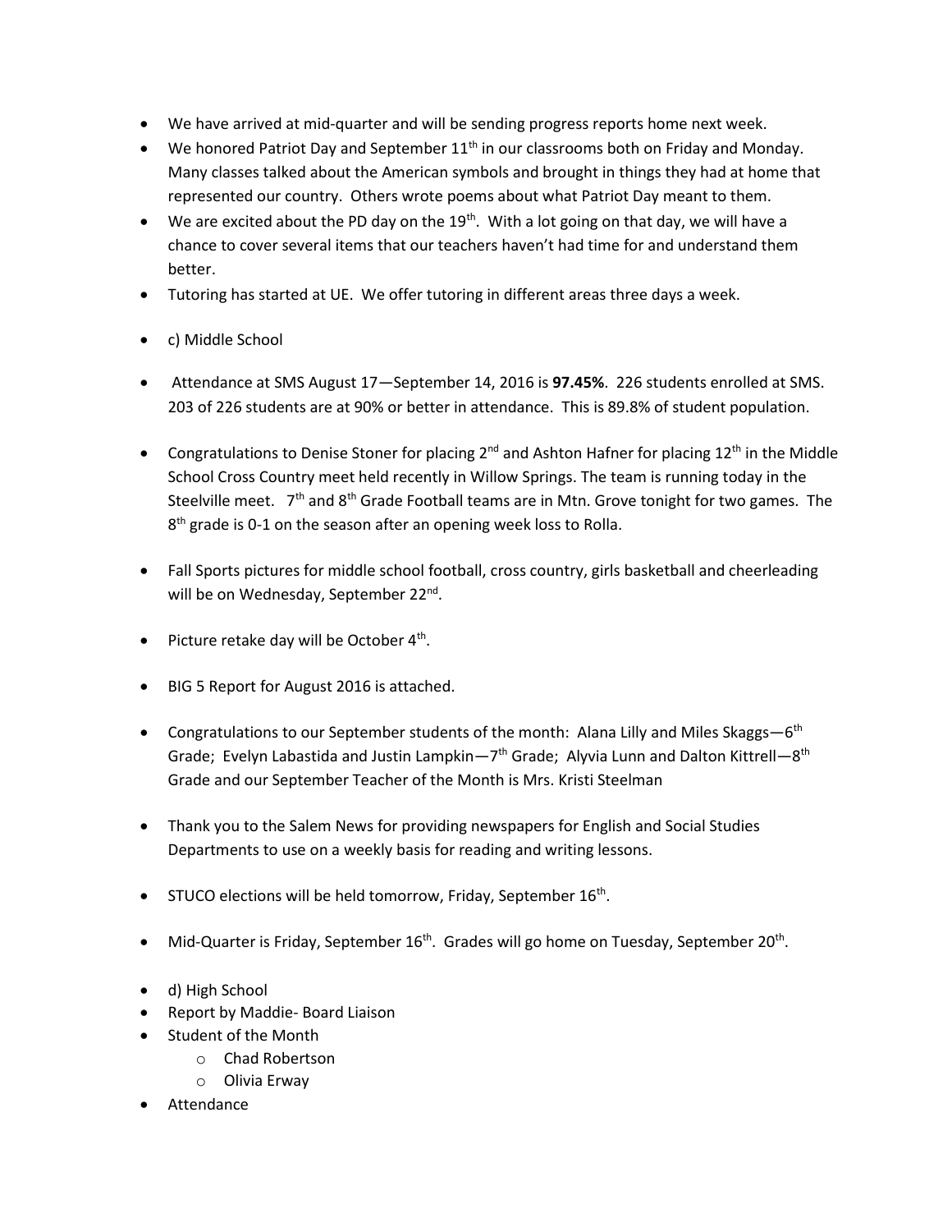- We have arrived at mid-quarter and will be sending progress reports home next week.
- We honored Patriot Day and September 11th in our classrooms both on Friday and Monday. Many classes talked about the American symbols and brought in things they had at home that represented our country. Others wrote poems about what Patriot Day meant to them.
- We are excited about the PD day on the 19th. With a lot going on that day, we will have a chance to cover several items that our teachers haven't had time for and understand them better.
- Tutoring has started at UE. We offer tutoring in different areas three days a week.

- c) Middle School

- Attendance at SMS August 17—September 14, 2016 is **97.45%**. 226 students enrolled at SMS. 203 of 226 students are at 90% or better in attendance. This is 89.8% of student population.

- Congratulations to Denise Stoner for placing 2nd and Ashton Hafner for placing 12th in the Middle School Cross Country meet held recently in Willow Springs. The team is running today in the Steelville meet. 7th and 8th Grade Football teams are in Mtn. Grove tonight for two games. The 8th grade is 0-1 on the season after an opening week loss to Rolla.

- Fall Sports pictures for middle school football, cross country, girls basketball and cheerleading will be on Wednesday, September 22nd.

- Picture retake day will be October 4th.

- BIG 5 Report for August 2016 is attached.

- Congratulations to our September students of the month: Alana Lilly and Miles Skaggs—6th Grade; Evelyn Labastida and Justin Lampkin—7th Grade; Alyvia Lunn and Dalton Kittrell—8th Grade and our September Teacher of the Month is Mrs. Kristi Steelman

- Thank you to the Salem News for providing newspapers for English and Social Studies Departments to use on a weekly basis for reading and writing lessons.

- STUCO elections will be held tomorrow, Friday, September 16th.

- Mid-Quarter is Friday, September 16th. Grades will go home on Tuesday, September 20th.

- d) High School
- Report by Maddie- Board Liaison
- Student of the Month
  - Chad Robertson
  - Olivia Erway
- Attendance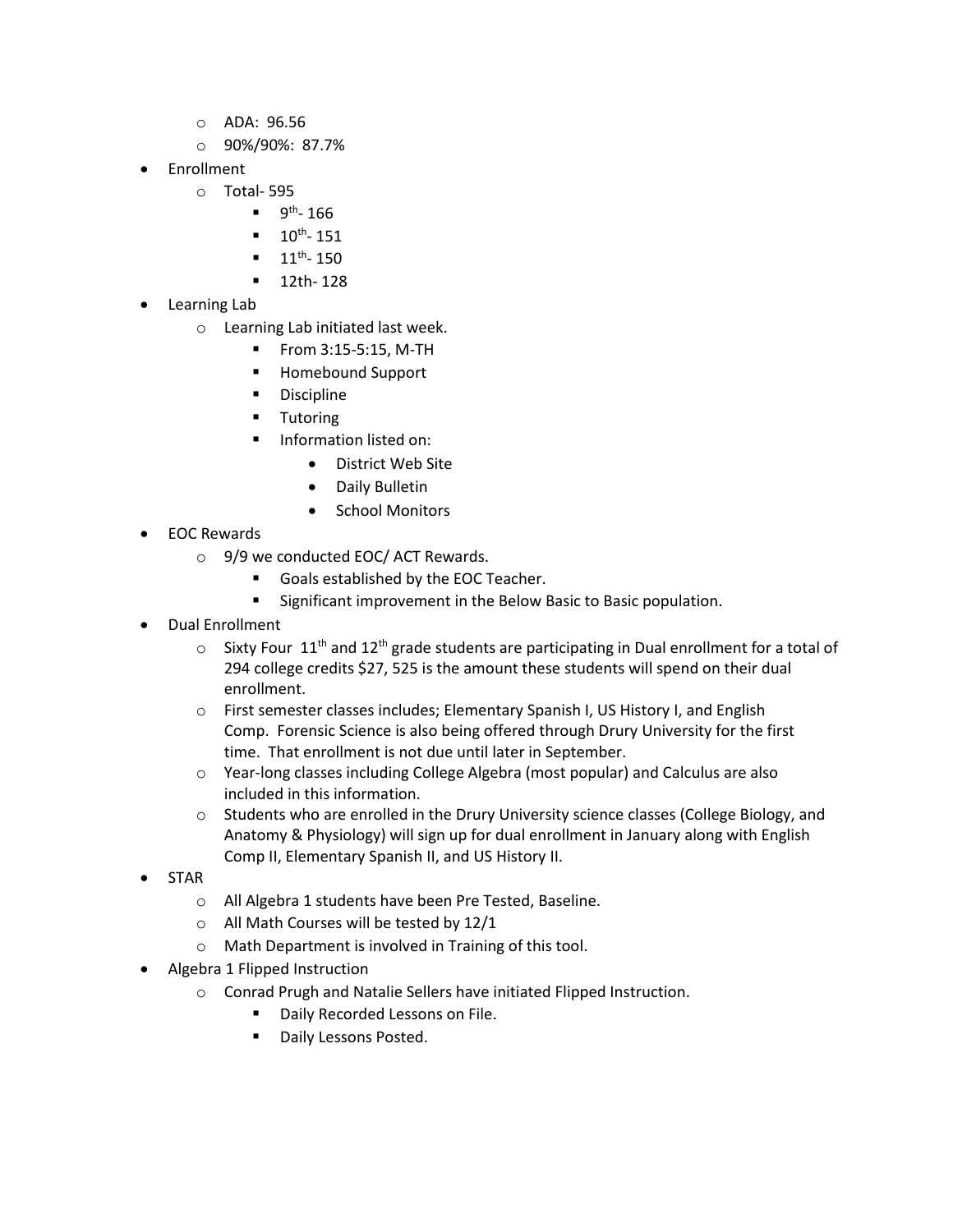- ADA: 96.56
  - 90%/90%: 87.7%
- Enrollment
  - Total- 595
    - 9th- 166
    - 10th- 151
    - 11th- 150
    - 12th- 128
- Learning Lab
  - Learning Lab initiated last week.
    - From 3:15-5:15, M-TH
    - Homebound Support
    - Discipline
    - Tutoring
    - Information listed on:
      - District Web Site
      - Daily Bulletin
      - School Monitors
- EOC Rewards
  - 9/9 we conducted EOC/ ACT Rewards.
    - Goals established by the EOC Teacher.
    - Significant improvement in the Below Basic to Basic population.
- Dual Enrollment
  - Sixty Four 11th and 12th grade students are participating in Dual enrollment for a total of 294 college credits $27, 525 is the amount these students will spend on their dual enrollment.
  - First semester classes includes; Elementary Spanish I, US History I, and English Comp. Forensic Science is also being offered through Drury University for the first time. That enrollment is not due until later in September.
  - Year-long classes including College Algebra (most popular) and Calculus are also included in this information.
  - Students who are enrolled in the Drury University science classes (College Biology, and Anatomy & Physiology) will sign up for dual enrollment in January along with English Comp II, Elementary Spanish II, and US History II.
- STAR
  - All Algebra 1 students have been Pre Tested, Baseline.
  - All Math Courses will be tested by 12/1
  - Math Department is involved in Training of this tool.
- Algebra 1 Flipped Instruction
  - Conrad Prugh and Natalie Sellers have initiated Flipped Instruction.
    - Daily Recorded Lessons on File.
    - Daily Lessons Posted.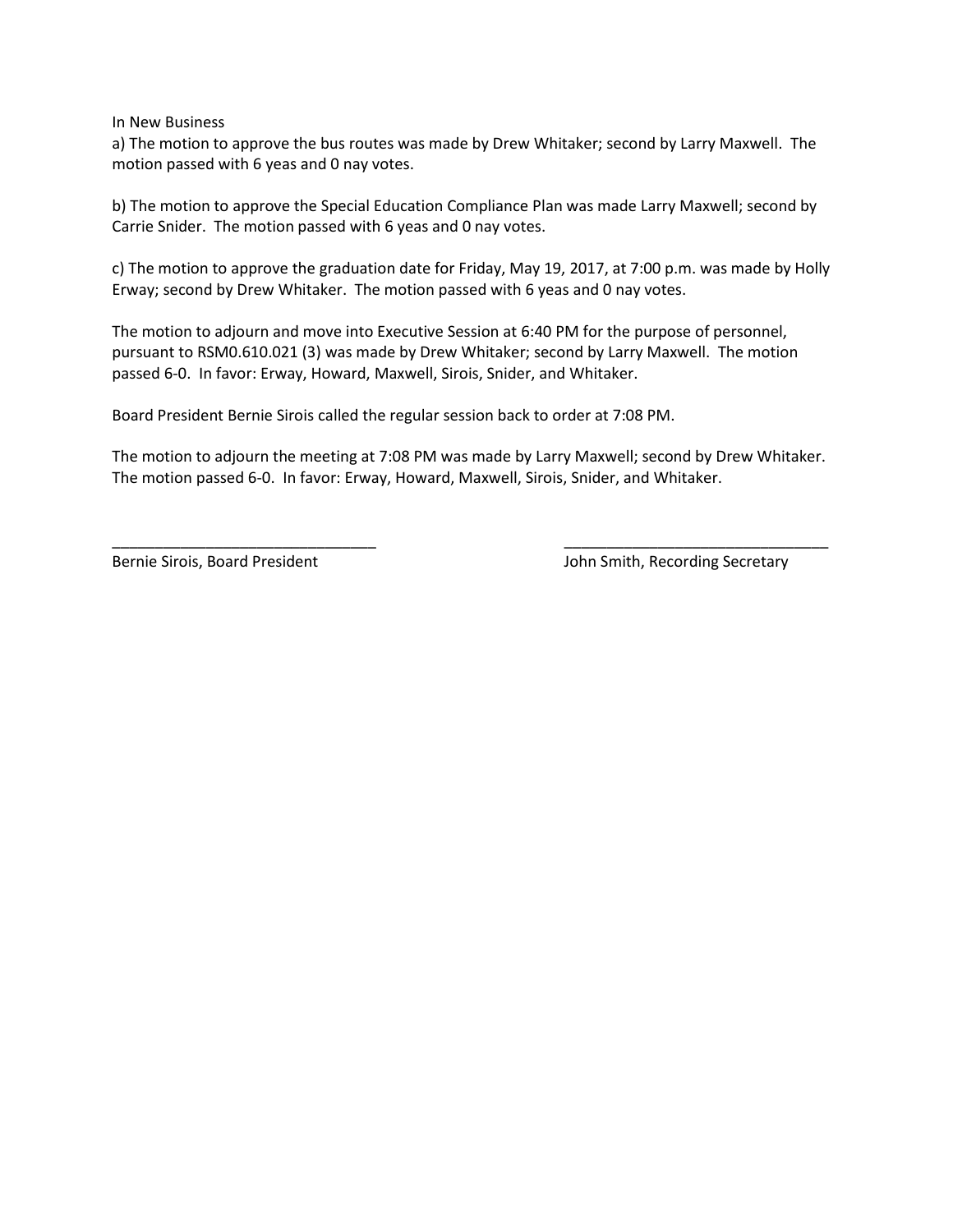In New Business

a) The motion to approve the bus routes was made by Drew Whitaker; second by Larry Maxwell. The motion passed with 6 yeas and 0 nay votes.

b) The motion to approve the Special Education Compliance Plan was made Larry Maxwell; second by Carrie Snider. The motion passed with 6 yeas and 0 nay votes.

c) The motion to approve the graduation date for Friday, May 19, 2017, at 7:00 p.m. was made by Holly Erway; second by Drew Whitaker. The motion passed with 6 yeas and 0 nay votes.

The motion to adjourn and move into Executive Session at 6:40 PM for the purpose of personnel, pursuant to RSM0.610.021 (3) was made by Drew Whitaker; second by Larry Maxwell. The motion passed 6-0. In favor: Erway, Howard, Maxwell, Sirois, Snider, and Whitaker.

Board President Bernie Sirois called the regular session back to order at 7:08 PM.

The motion to adjourn the meeting at 7:08 PM was made by Larry Maxwell; second by Drew Whitaker. The motion passed 6-0. In favor: Erway, Howard, Maxwell, Sirois, Snider, and Whitaker.

_______________________________ _______________________________

Bernie Sirois, Board President John Smith, Recording Secretary